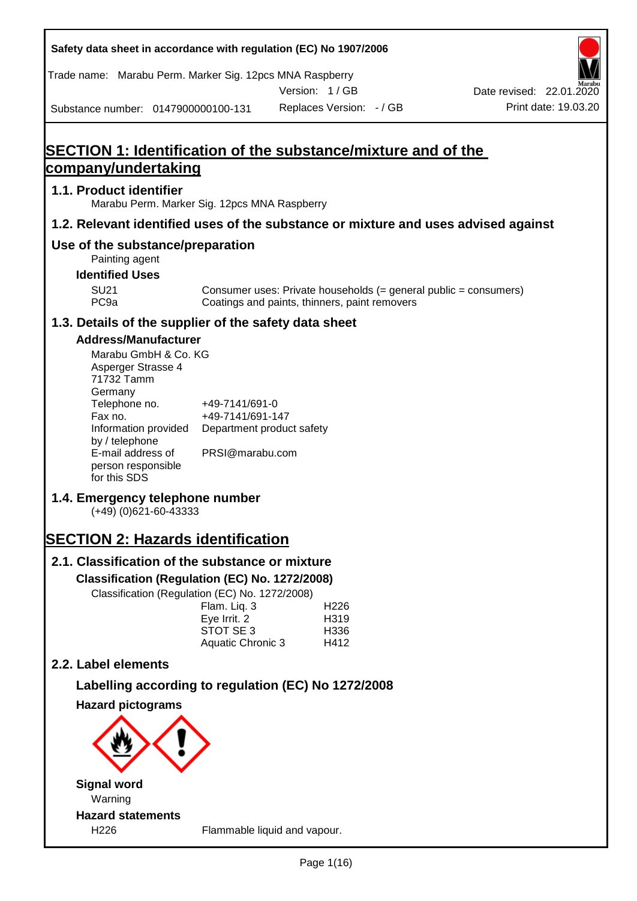Safety data sheet in accordance with regulation (EC) No 1907/2006

Trade name: Marabu Perm. Marker Sig. 12pcs MNA Raspberry

Version: 1 / GB

Date revised: 22.01.2020

Substance number: 0147900000100-131

Replaces Version: - / GB

Print date: 19.03.20

# SECTION 1: Identification of the substance/mixture and of the company/undertaking

## 1.1. Product identifier

Marabu Perm. Marker Sig. 12pcs MNA Raspberry

## 1.2. Relevant identified uses of the substance or mixture and uses advised against

## Use of the substance/preparation

Painting agent

### Identified Uses

| | |
|---|---|
| SU21 | Consumer uses: Private households (= general public = consumers) |
| PC9a | Coatings and paints, thinners, paint removers |

## 1.3. Details of the supplier of the safety data sheet

### Address/Manufacturer

Marabu GmbH & Co. KG
Asperger Strasse 4
71732 Tamm
Germany

| | |
|---|---|
| Telephone no. | +49-7141/691-0 |
| Fax no. | +49-7141/691-147 |
| Information provided by / telephone | Department product safety |
| E-mail address of person responsible for this SDS | PRSI@marabu.com |

## 1.4. Emergency telephone number

(+49) (0)621-60-43333

# SECTION 2: Hazards identification

## 2.1. Classification of the substance or mixture

### Classification (Regulation (EC) No. 1272/2008)

Classification (Regulation (EC) No. 1272/2008)

| | |
|---|---|
| Flam. Liq. 3 | H226 |
| Eye Irrit. 2 | H319 |
| STOT SE 3 | H336 |
| Aquatic Chronic 3 | H412 |

## 2.2. Label elements

### Labelling according to regulation (EC) No 1272/2008

### Hazard pictograms

### Signal word

Warning

### Hazard statements

| | |
|---|---|
| H226 | Flammable liquid and vapour. |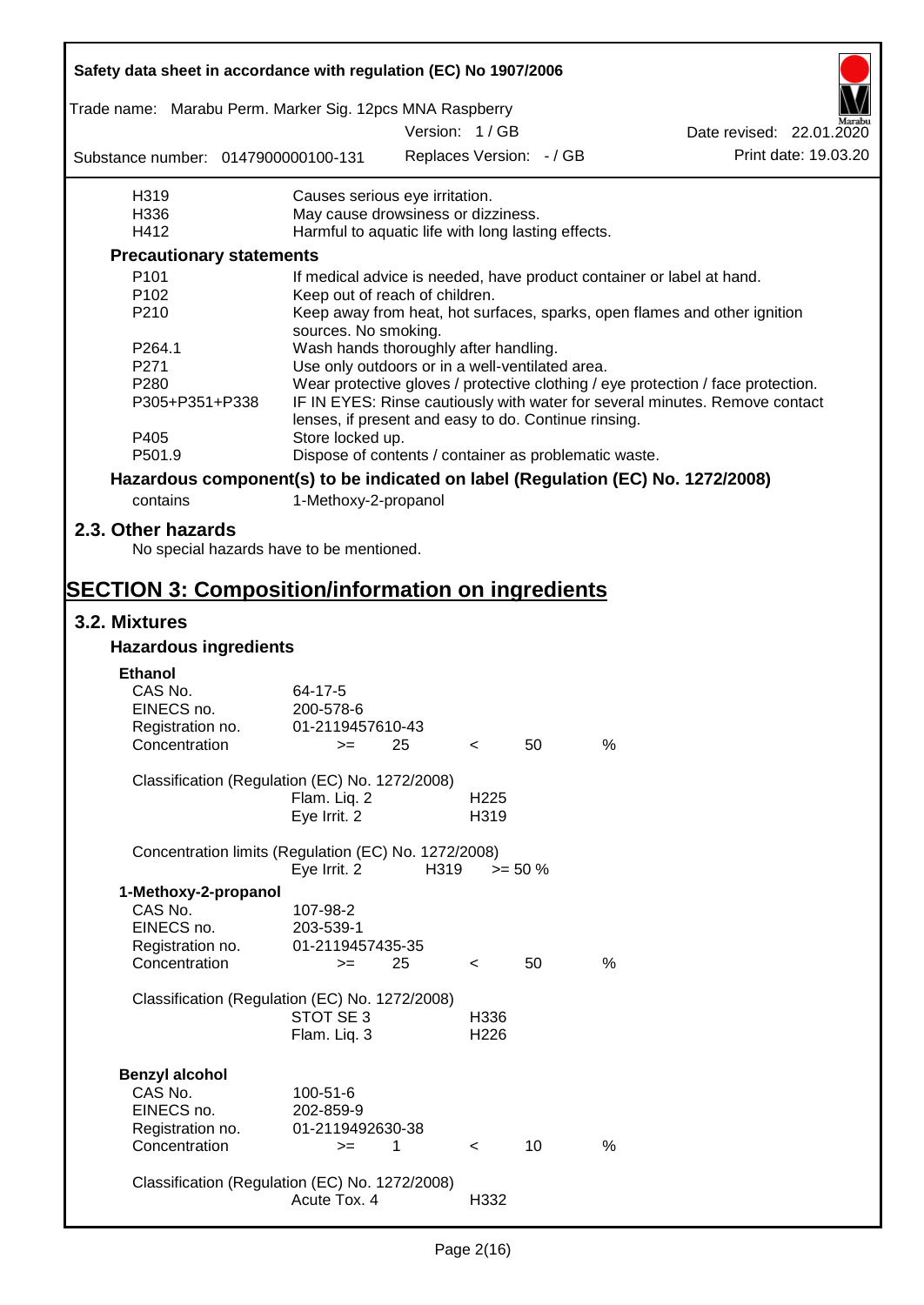| | |
|---|---|
| H319 | Causes serious eye irritation. |
| H336 | May cause drowsiness or dizziness. |
| H412 | Harmful to aquatic life with long lasting effects. |

**Precautionary statements**

| | |
|---|---|
| P101 | If medical advice is needed, have product container or label at hand. |
| P102 | Keep out of reach of children. |
| P210 | Keep away from heat, hot surfaces, sparks, open flames and other ignition sources. No smoking. |
| P264.1 | Wash hands thoroughly after handling. |
| P271 | Use only outdoors or in a well-ventilated area. |
| P280 | Wear protective gloves / protective clothing / eye protection / face protection. |
| P305+P351+P338 | IF IN EYES: Rinse cautiously with water for several minutes. Remove contact lenses, if present and easy to do. Continue rinsing. |
| P405 | Store locked up. |
| P501.9 | Dispose of contents / container as problematic waste. |

**Hazardous component(s) to be indicated on label (Regulation (EC) No. 1272/2008)**

contains 1-Methoxy-2-propanol

## 2.3. Other hazards

No special hazards have to be mentioned.

# SECTION 3: Composition/information on ingredients

## 3.2. Mixtures

### Hazardous ingredients

**Ethanol**

| | |
|---|---|
| CAS No. | 64-17-5 |
| EINECS no. | 200-578-6 |
| Registration no. | 01-2119457610-43 |
| Concentration | >= 25 < 50 % |

Classification (Regulation (EC) No. 1272/2008)

| | |
|---|---|
| Flam. Liq. 2 | H225 |
| Eye Irrit. 2 | H319 |

Concentration limits (Regulation (EC) No. 1272/2008)

| | | |
|---|---|---|
| Eye Irrit. 2 | H319 | >= 50 % |

**1-Methoxy-2-propanol**

| | |
|---|---|
| CAS No. | 107-98-2 |
| EINECS no. | 203-539-1 |
| Registration no. | 01-2119457435-35 |
| Concentration | >= 25 < 50 % |

Classification (Regulation (EC) No. 1272/2008)

| | |
|---|---|
| STOT SE 3 | H336 |
| Flam. Liq. 3 | H226 |

**Benzyl alcohol**

| | |
|---|---|
| CAS No. | 100-51-6 |
| EINECS no. | 202-859-9 |
| Registration no. | 01-2119492630-38 |
| Concentration | >= 1 < 10 % |

Classification (Regulation (EC) No. 1272/2008)

| | |
|---|---|
| Acute Tox. 4 | H332 |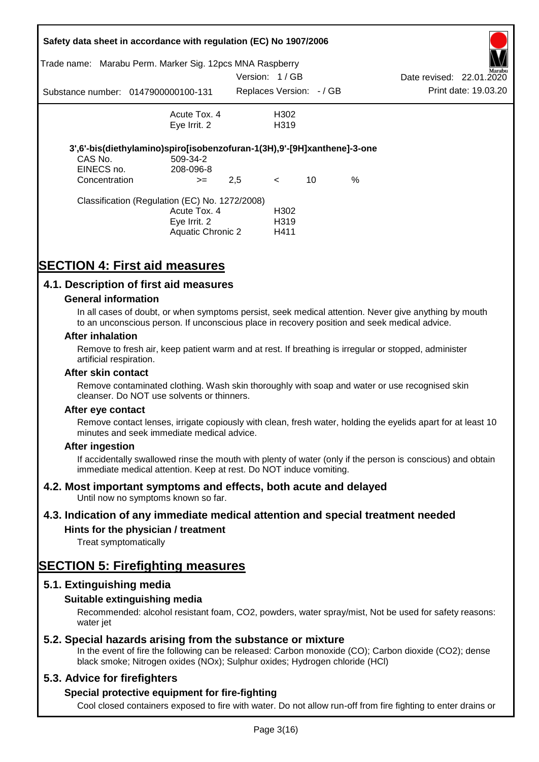| | | |
|---|---|---|
| | Acute Tox. 4 | H302 |
| | Eye Irrit. 2 | H319 |

**3',6'-bis(diethylamino)spiro[isobenzofuran-1(3H),9'-[9H]xanthene]-3-one**

| | | | | | |
|---|---|---|---|---|---|
| CAS No. | 509-34-2 | | | | |
| EINECS no. | 208-096-8 | | | | |
| Concentration | >= | 2,5 | < | 10 | % |

Classification (Regulation (EC) No. 1272/2008)

| | |
|---|---|
| Acute Tox. 4 | H302 |
| Eye Irrit. 2 | H319 |
| Aquatic Chronic 2 | H411 |

# SECTION 4: First aid measures

## 4.1. Description of first aid measures

### General information

In all cases of doubt, or when symptoms persist, seek medical attention. Never give anything by mouth to an unconscious person. If unconscious place in recovery position and seek medical advice.

### After inhalation

Remove to fresh air, keep patient warm and at rest. If breathing is irregular or stopped, administer artificial respiration.

### After skin contact

Remove contaminated clothing. Wash skin thoroughly with soap and water or use recognised skin cleanser. Do NOT use solvents or thinners.

### After eye contact

Remove contact lenses, irrigate copiously with clean, fresh water, holding the eyelids apart for at least 10 minutes and seek immediate medical advice.

### After ingestion

If accidentally swallowed rinse the mouth with plenty of water (only if the person is conscious) and obtain immediate medical attention. Keep at rest. Do NOT induce vomiting.

## 4.2. Most important symptoms and effects, both acute and delayed

Until now no symptoms known so far.

## 4.3. Indication of any immediate medical attention and special treatment needed

### Hints for the physician / treatment

Treat symptomatically

# SECTION 5: Firefighting measures

## 5.1. Extinguishing media

### Suitable extinguishing media

Recommended: alcohol resistant foam, $CO_2$, powders, water spray/mist, Not be used for safety reasons: water jet

## 5.2. Special hazards arising from the substance or mixture

In the event of fire the following can be released: Carbon monoxide (CO); Carbon dioxide ($CO_2$); dense black smoke; Nitrogen oxides ($NO_x$); Sulphur oxides; Hydrogen chloride (HCl)

## 5.3. Advice for firefighters

### Special protective equipment for fire-fighting

Cool closed containers exposed to fire with water. Do not allow run-off from fire fighting to enter drains or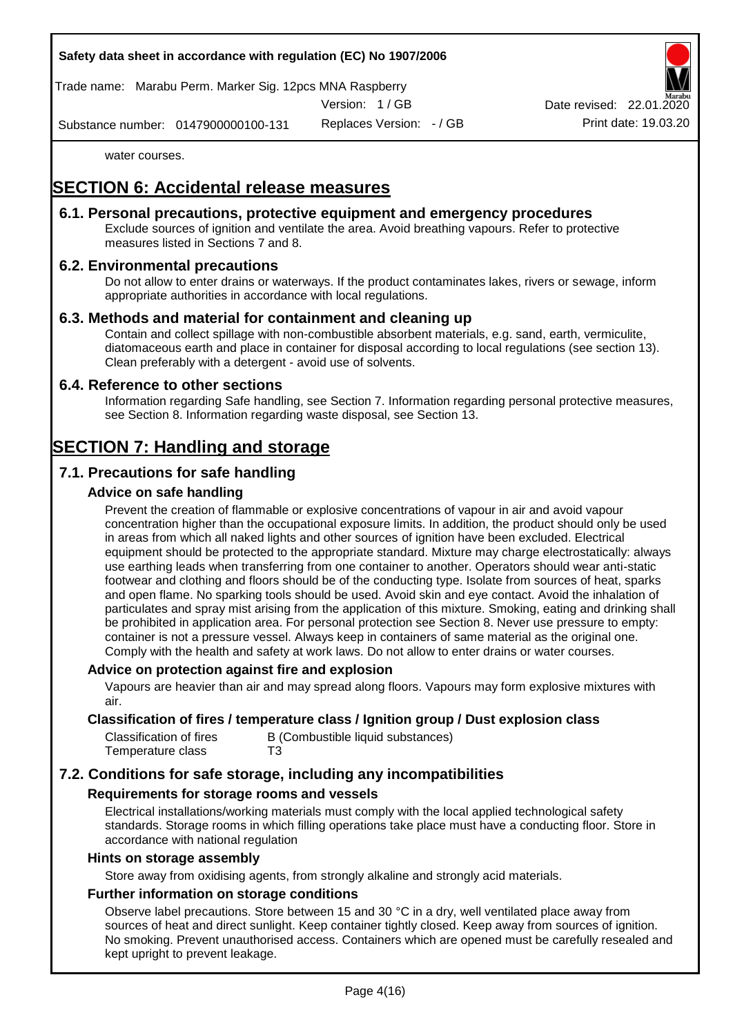water courses.

# SECTION 6: Accidental release measures

## 6.1. Personal precautions, protective equipment and emergency procedures

Exclude sources of ignition and ventilate the area. Avoid breathing vapours. Refer to protective measures listed in Sections 7 and 8.

## 6.2. Environmental precautions

Do not allow to enter drains or waterways. If the product contaminates lakes, rivers or sewage, inform appropriate authorities in accordance with local regulations.

## 6.3. Methods and material for containment and cleaning up

Contain and collect spillage with non-combustible absorbent materials, e.g. sand, earth, vermiculite, diatomaceous earth and place in container for disposal according to local regulations (see section 13). Clean preferably with a detergent - avoid use of solvents.

## 6.4. Reference to other sections

Information regarding Safe handling, see Section 7. Information regarding personal protective measures, see Section 8. Information regarding waste disposal, see Section 13.

# SECTION 7: Handling and storage

## 7.1. Precautions for safe handling

### Advice on safe handling

Prevent the creation of flammable or explosive concentrations of vapour in air and avoid vapour concentration higher than the occupational exposure limits. In addition, the product should only be used in areas from which all naked lights and other sources of ignition have been excluded. Electrical equipment should be protected to the appropriate standard. Mixture may charge electrostatically: always use earthing leads when transferring from one container to another. Operators should wear anti-static footwear and clothing and floors should be of the conducting type. Isolate from sources of heat, sparks and open flame. No sparking tools should be used. Avoid skin and eye contact. Avoid the inhalation of particulates and spray mist arising from the application of this mixture. Smoking, eating and drinking shall be prohibited in application area. For personal protection see Section 8. Never use pressure to empty: container is not a pressure vessel. Always keep in containers of same material as the original one. Comply with the health and safety at work laws. Do not allow to enter drains or water courses.

### Advice on protection against fire and explosion

Vapours are heavier than air and may spread along floors. Vapours may form explosive mixtures with air.

### Classification of fires / temperature class / Ignition group / Dust explosion class

| | |
|---|---|
| Classification of fires | B (Combustible liquid substances) |
| Temperature class | T3 |

## 7.2. Conditions for safe storage, including any incompatibilities

### Requirements for storage rooms and vessels

Electrical installations/working materials must comply with the local applied technological safety standards. Storage rooms in which filling operations take place must have a conducting floor. Store in accordance with national regulation

### Hints on storage assembly

Store away from oxidising agents, from strongly alkaline and strongly acid materials.

### Further information on storage conditions

Observe label precautions. Store between 15 and 30 °C in a dry, well ventilated place away from sources of heat and direct sunlight. Keep container tightly closed. Keep away from sources of ignition. No smoking. Prevent unauthorised access. Containers which are opened must be carefully resealed and kept upright to prevent leakage.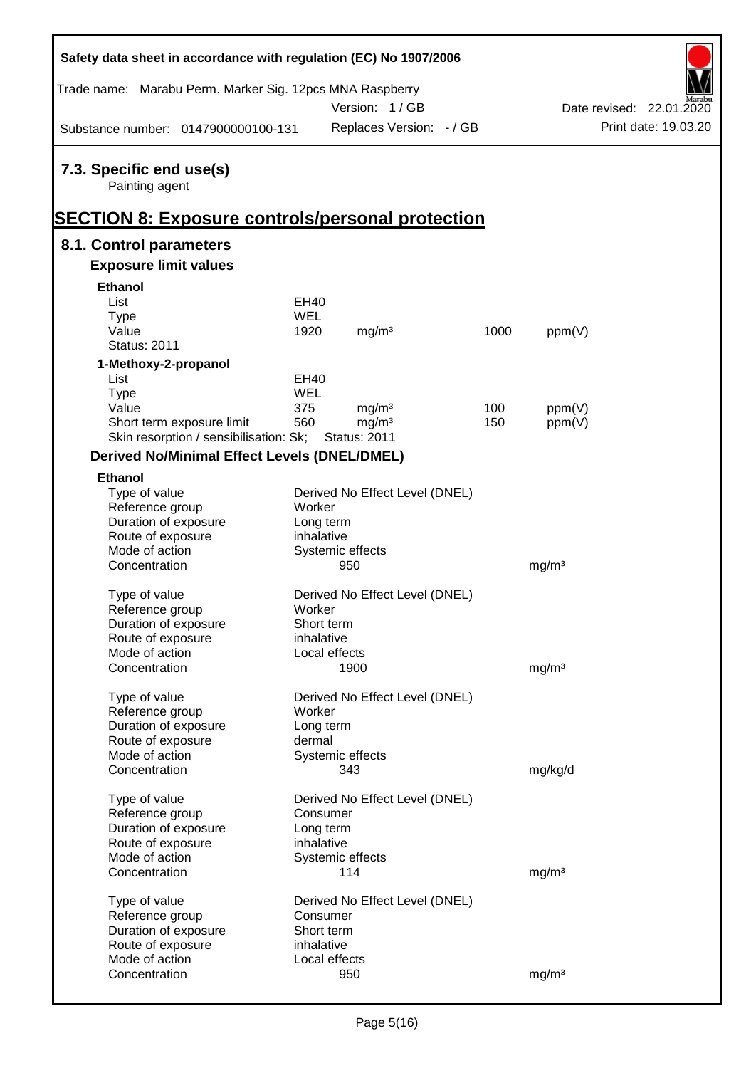## 7.3. Specific end use(s)

Painting agent

# SECTION 8: Exposure controls/personal protection

## 8.1. Control parameters

### Exposure limit values

**Ethanol**

| | | | | |
|---|---|---|---|---|
| List | EH40 | | | |
| Type | WEL | | | |
| Value | 1920 | mg/m³ | 1000 | ppm(V) |
| Status: 2011 | | | | |

**1-Methoxy-2-propanol**

| | | | | |
|---|---|---|---|---|
| List | EH40 | | | |
| Type | WEL | | | |
| Value | 375 | mg/m³ | 100 | ppm(V) |
| Short term exposure limit | 560 | mg/m³ | 150 | ppm(V) |
| Skin resorption / sensibilisation: Sk; | Status: 2011 | | | |

### Derived No/Minimal Effect Levels (DNEL/DMEL)

**Ethanol**

| | | |
|---|---|---|
| Type of value | Derived No Effect Level (DNEL) | |
| Reference group | Worker | |
| Duration of exposure | Long term | |
| Route of exposure | inhalative | |
| Mode of action | Systemic effects | |
| Concentration | 950 | mg/m³ |

| | | |
|---|---|---|
| Type of value | Derived No Effect Level (DNEL) | |
| Reference group | Worker | |
| Duration of exposure | Short term | |
| Route of exposure | inhalative | |
| Mode of action | Local effects | |
| Concentration | 1900 | mg/m³ |

| | | |
|---|---|---|
| Type of value | Derived No Effect Level (DNEL) | |
| Reference group | Worker | |
| Duration of exposure | Long term | |
| Route of exposure | dermal | |
| Mode of action | Systemic effects | |
| Concentration | 343 | mg/kg/d |

| | | |
|---|---|---|
| Type of value | Derived No Effect Level (DNEL) | |
| Reference group | Consumer | |
| Duration of exposure | Long term | |
| Route of exposure | inhalative | |
| Mode of action | Systemic effects | |
| Concentration | 114 | mg/m³ |

| | | |
|---|---|---|
| Type of value | Derived No Effect Level (DNEL) | |
| Reference group | Consumer | |
| Duration of exposure | Short term | |
| Route of exposure | inhalative | |
| Mode of action | Local effects | |
| Concentration | 950 | mg/m³ |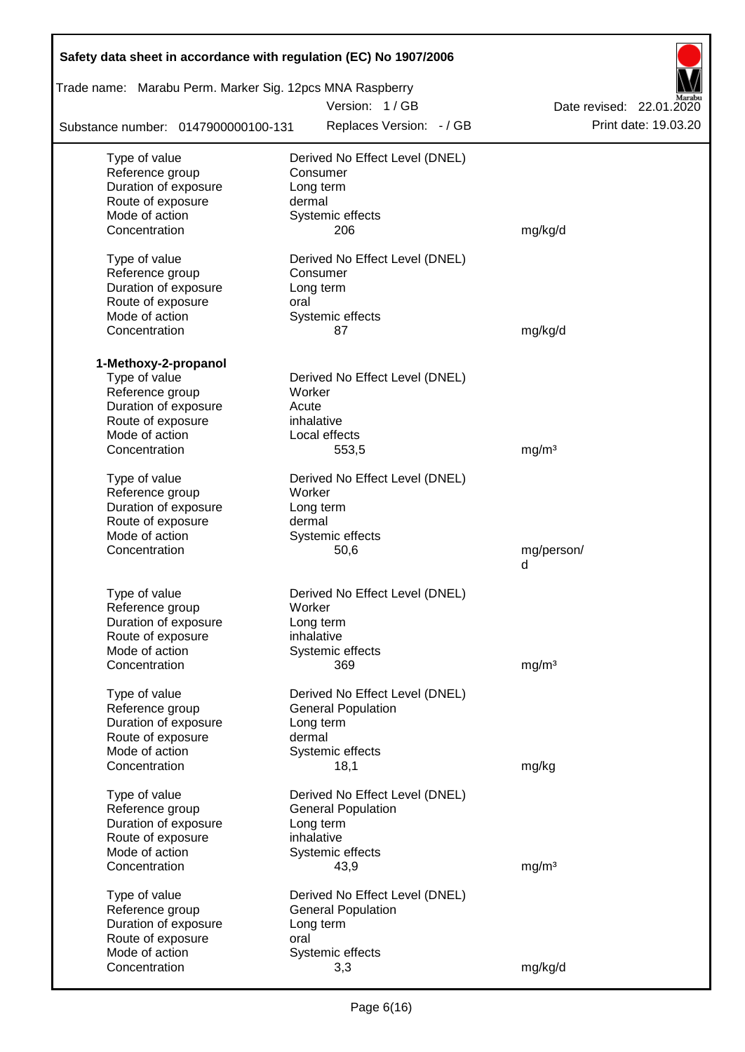| | | |
|---|---|---|
| Type of value | Derived No Effect Level (DNEL) | |
| Reference group | Consumer | |
| Duration of exposure | Long term | |
| Route of exposure | dermal | |
| Mode of action | Systemic effects | |
| Concentration | 206 | mg/kg/d |
| | | |
| Type of value | Derived No Effect Level (DNEL) | |
| Reference group | Consumer | |
| Duration of exposure | Long term | |
| Route of exposure | oral | |
| Mode of action | Systemic effects | |
| Concentration | 87 | mg/kg/d |

**1-Methoxy-2-propanol**

| | | |
|---|---|---|
| Type of value | Derived No Effect Level (DNEL) | |
| Reference group | Worker | |
| Duration of exposure | Acute | |
| Route of exposure | inhalative | |
| Mode of action | Local effects | |
| Concentration | 553,5 | mg/m³ |
| | | |
| Type of value | Derived No Effect Level (DNEL) | |
| Reference group | Worker | |
| Duration of exposure | Long term | |
| Route of exposure | dermal | |
| Mode of action | Systemic effects | |
| Concentration | 50,6 | mg/person/d |
| | | |
| Type of value | Derived No Effect Level (DNEL) | |
| Reference group | Worker | |
| Duration of exposure | Long term | |
| Route of exposure | inhalative | |
| Mode of action | Systemic effects | |
| Concentration | 369 | mg/m³ |
| | | |
| Type of value | Derived No Effect Level (DNEL) | |
| Reference group | General Population | |
| Duration of exposure | Long term | |
| Route of exposure | dermal | |
| Mode of action | Systemic effects | |
| Concentration | 18,1 | mg/kg |
| | | |
| Type of value | Derived No Effect Level (DNEL) | |
| Reference group | General Population | |
| Duration of exposure | Long term | |
| Route of exposure | inhalative | |
| Mode of action | Systemic effects | |
| Concentration | 43,9 | mg/m³ |
| | | |
| Type of value | Derived No Effect Level (DNEL) | |
| Reference group | General Population | |
| Duration of exposure | Long term | |
| Route of exposure | oral | |
| Mode of action | Systemic effects | |
| Concentration | 3,3 | mg/kg/d |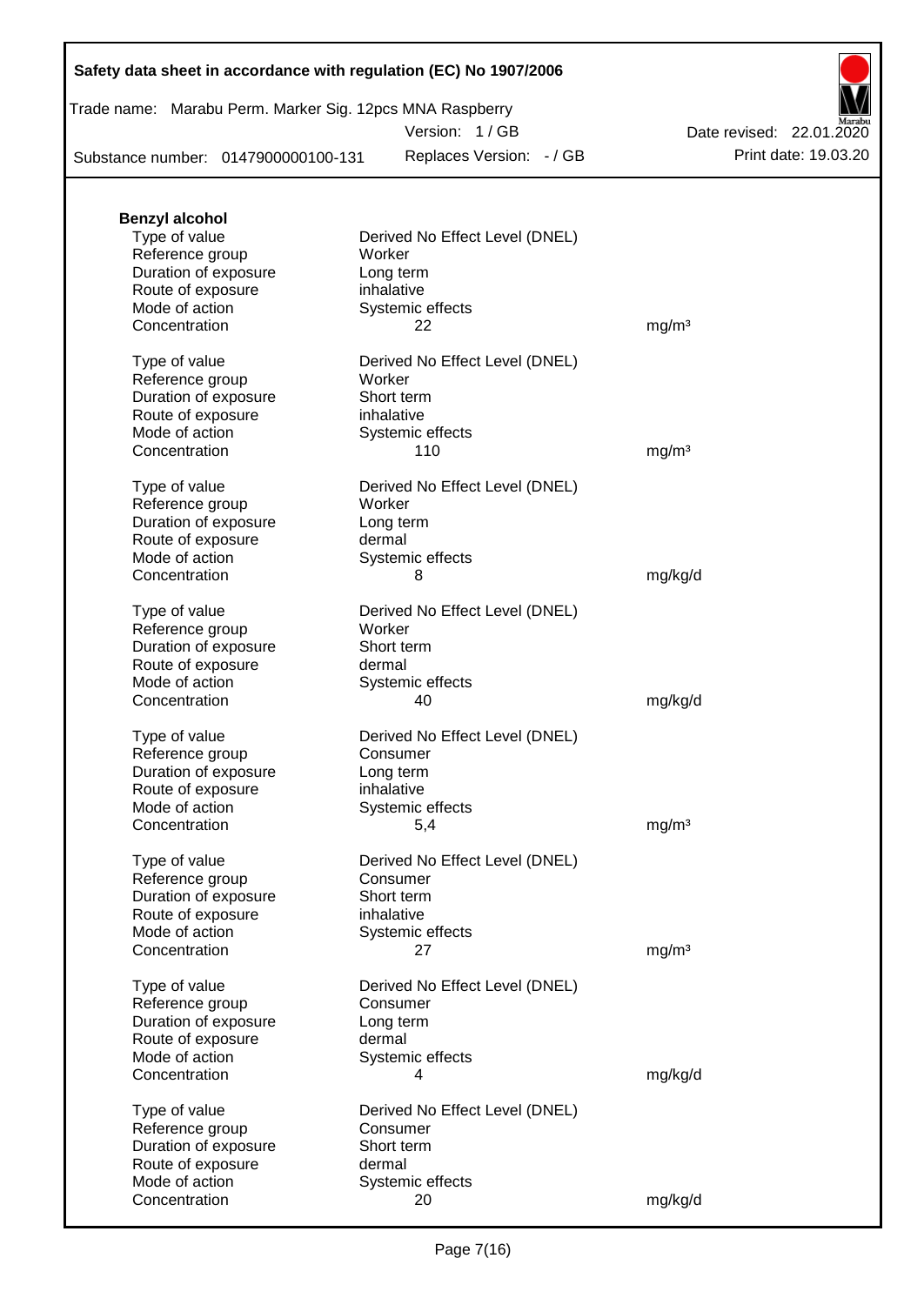**Benzyl alcohol**

| | | |
|---|---|---|
| Type of value | Derived No Effect Level (DNEL) | |
| Reference group | Worker | |
| Duration of exposure | Long term | |
| Route of exposure | inhalative | |
| Mode of action | Systemic effects | |
| Concentration | 22 | mg/m³ |

| | | |
|---|---|---|
| Type of value | Derived No Effect Level (DNEL) | |
| Reference group | Worker | |
| Duration of exposure | Short term | |
| Route of exposure | inhalative | |
| Mode of action | Systemic effects | |
| Concentration | 110 | mg/m³ |

| | | |
|---|---|---|
| Type of value | Derived No Effect Level (DNEL) | |
| Reference group | Worker | |
| Duration of exposure | Long term | |
| Route of exposure | dermal | |
| Mode of action | Systemic effects | |
| Concentration | 8 | mg/kg/d |

| | | |
|---|---|---|
| Type of value | Derived No Effect Level (DNEL) | |
| Reference group | Worker | |
| Duration of exposure | Short term | |
| Route of exposure | dermal | |
| Mode of action | Systemic effects | |
| Concentration | 40 | mg/kg/d |

| | | |
|---|---|---|
| Type of value | Derived No Effect Level (DNEL) | |
| Reference group | Consumer | |
| Duration of exposure | Long term | |
| Route of exposure | inhalative | |
| Mode of action | Systemic effects | |
| Concentration | 5,4 | mg/m³ |

| | | |
|---|---|---|
| Type of value | Derived No Effect Level (DNEL) | |
| Reference group | Consumer | |
| Duration of exposure | Short term | |
| Route of exposure | inhalative | |
| Mode of action | Systemic effects | |
| Concentration | 27 | mg/m³ |

| | | |
|---|---|---|
| Type of value | Derived No Effect Level (DNEL) | |
| Reference group | Consumer | |
| Duration of exposure | Long term | |
| Route of exposure | dermal | |
| Mode of action | Systemic effects | |
| Concentration | 4 | mg/kg/d |

| | | |
|---|---|---|
| Type of value | Derived No Effect Level (DNEL) | |
| Reference group | Consumer | |
| Duration of exposure | Short term | |
| Route of exposure | dermal | |
| Mode of action | Systemic effects | |
| Concentration | 20 | mg/kg/d |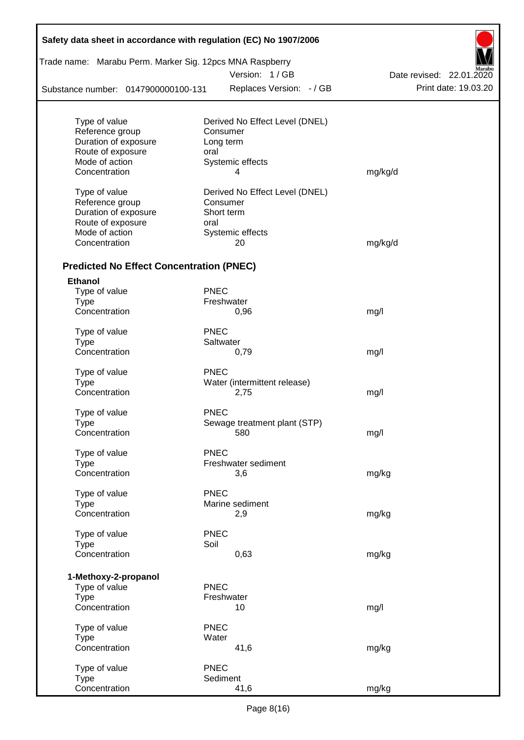| | | |
|---|---|---|
| Type of value | Derived No Effect Level (DNEL) | |
| Reference group | Consumer | |
| Duration of exposure | Long term | |
| Route of exposure | oral | |
| Mode of action | Systemic effects | |
| Concentration | 4 | mg/kg/d |

| | | |
|---|---|---|
| Type of value | Derived No Effect Level (DNEL) | |
| Reference group | Consumer | |
| Duration of exposure | Short term | |
| Route of exposure | oral | |
| Mode of action | Systemic effects | |
| Concentration | 20 | mg/kg/d |

### Predicted No Effect Concentration (PNEC)

**Ethanol**

| | | |
|---|---|---|
| Type of value | PNEC | |
| Type | Freshwater | |
| Concentration | 0,96 | mg/l |

| | | |
|---|---|---|
| Type of value | PNEC | |
| Type | Saltwater | |
| Concentration | 0,79 | mg/l |

| | | |
|---|---|---|
| Type of value | PNEC | |
| Type | Water (intermittent release) | |
| Concentration | 2,75 | mg/l |

| | | |
|---|---|---|
| Type of value | PNEC | |
| Type | Sewage treatment plant (STP) | |
| Concentration | 580 | mg/l |

| | | |
|---|---|---|
| Type of value | PNEC | |
| Type | Freshwater sediment | |
| Concentration | 3,6 | mg/kg |

| | | |
|---|---|---|
| Type of value | PNEC | |
| Type | Marine sediment | |
| Concentration | 2,9 | mg/kg |

| | | |
|---|---|---|
| Type of value | PNEC | |
| Type | Soil | |
| Concentration | 0,63 | mg/kg |

**1-Methoxy-2-propanol**

| | | |
|---|---|---|
| Type of value | PNEC | |
| Type | Freshwater | |
| Concentration | 10 | mg/l |

| | | |
|---|---|---|
| Type of value | PNEC | |
| Type | Water | |
| Concentration | 41,6 | mg/kg |

| | | |
|---|---|---|
| Type of value | PNEC | |
| Type | Sediment | |
| Concentration | 41,6 | mg/kg |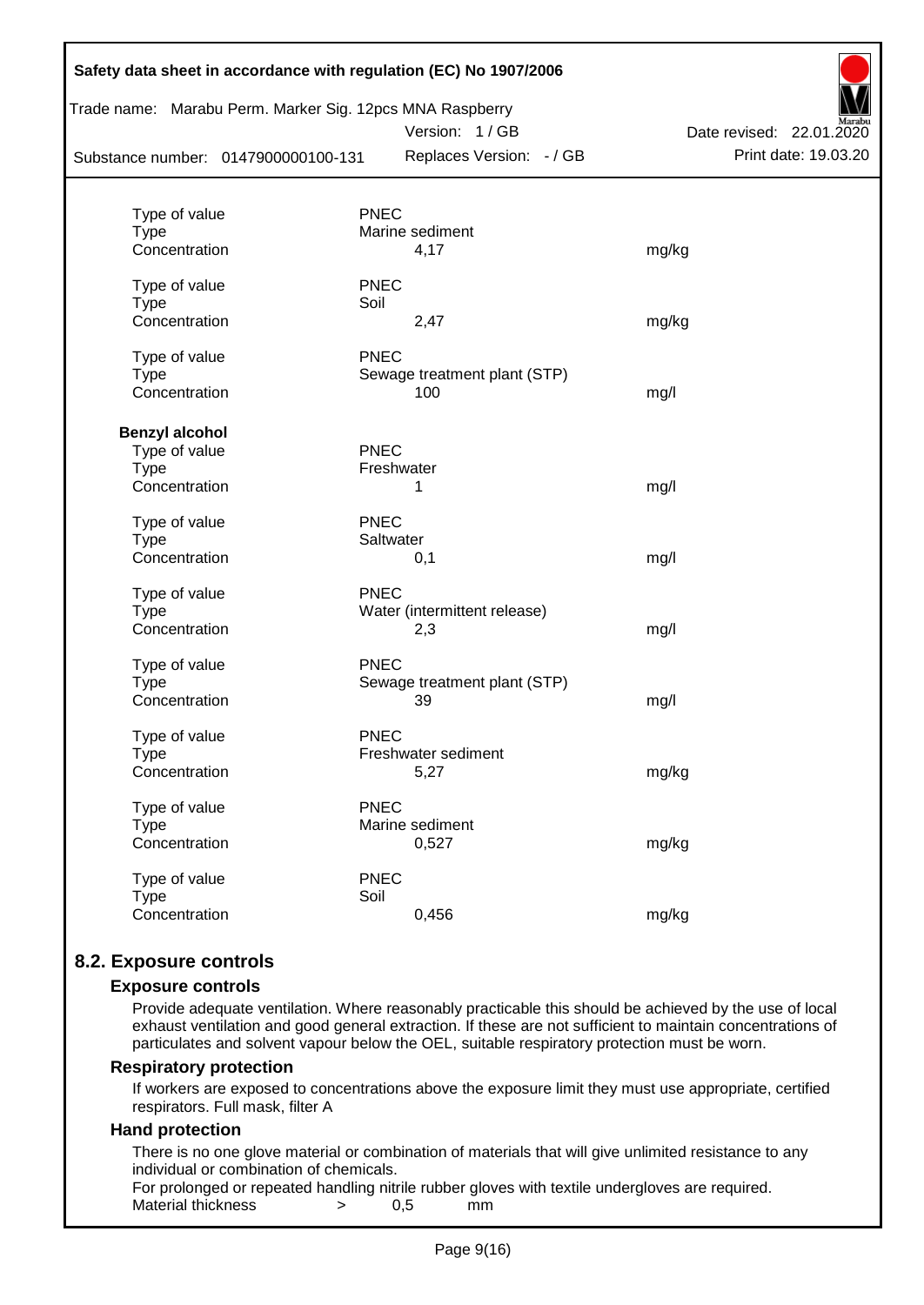| | | |
|---|---|---|
| Type of value | PNEC | |
| Type | Marine sediment | |
| Concentration | 4,17 | mg/kg |
| | | |
| Type of value | PNEC | |
| Type | Soil | |
| Concentration | 2,47 | mg/kg |
| | | |
| Type of value | PNEC | |
| Type | Sewage treatment plant (STP) | |
| Concentration | 100 | mg/l |

**Benzyl alcohol**

| | | |
|---|---|---|
| Type of value | PNEC | |
| Type | Freshwater | |
| Concentration | 1 | mg/l |
| | | |
| Type of value | PNEC | |
| Type | Saltwater | |
| Concentration | 0,1 | mg/l |
| | | |
| Type of value | PNEC | |
| Type | Water (intermittent release) | |
| Concentration | 2,3 | mg/l |
| | | |
| Type of value | PNEC | |
| Type | Sewage treatment plant (STP) | |
| Concentration | 39 | mg/l |
| | | |
| Type of value | PNEC | |
| Type | Freshwater sediment | |
| Concentration | 5,27 | mg/kg |
| | | |
| Type of value | PNEC | |
| Type | Marine sediment | |
| Concentration | 0,527 | mg/kg |
| | | |
| Type of value | PNEC | |
| Type | Soil | |
| Concentration | 0,456 | mg/kg |

## 8.2. Exposure controls

### Exposure controls

Provide adequate ventilation. Where reasonably practicable this should be achieved by the use of local exhaust ventilation and good general extraction. If these are not sufficient to maintain concentrations of particulates and solvent vapour below the OEL, suitable respiratory protection must be worn.

### Respiratory protection

If workers are exposed to concentrations above the exposure limit they must use appropriate, certified respirators. Full mask, filter A

### Hand protection

There is no one glove material or combination of materials that will give unlimited resistance to any individual or combination of chemicals.

For prolonged or repeated handling nitrile rubber gloves with textile undergloves are required.

Material thickness > 0,5 mm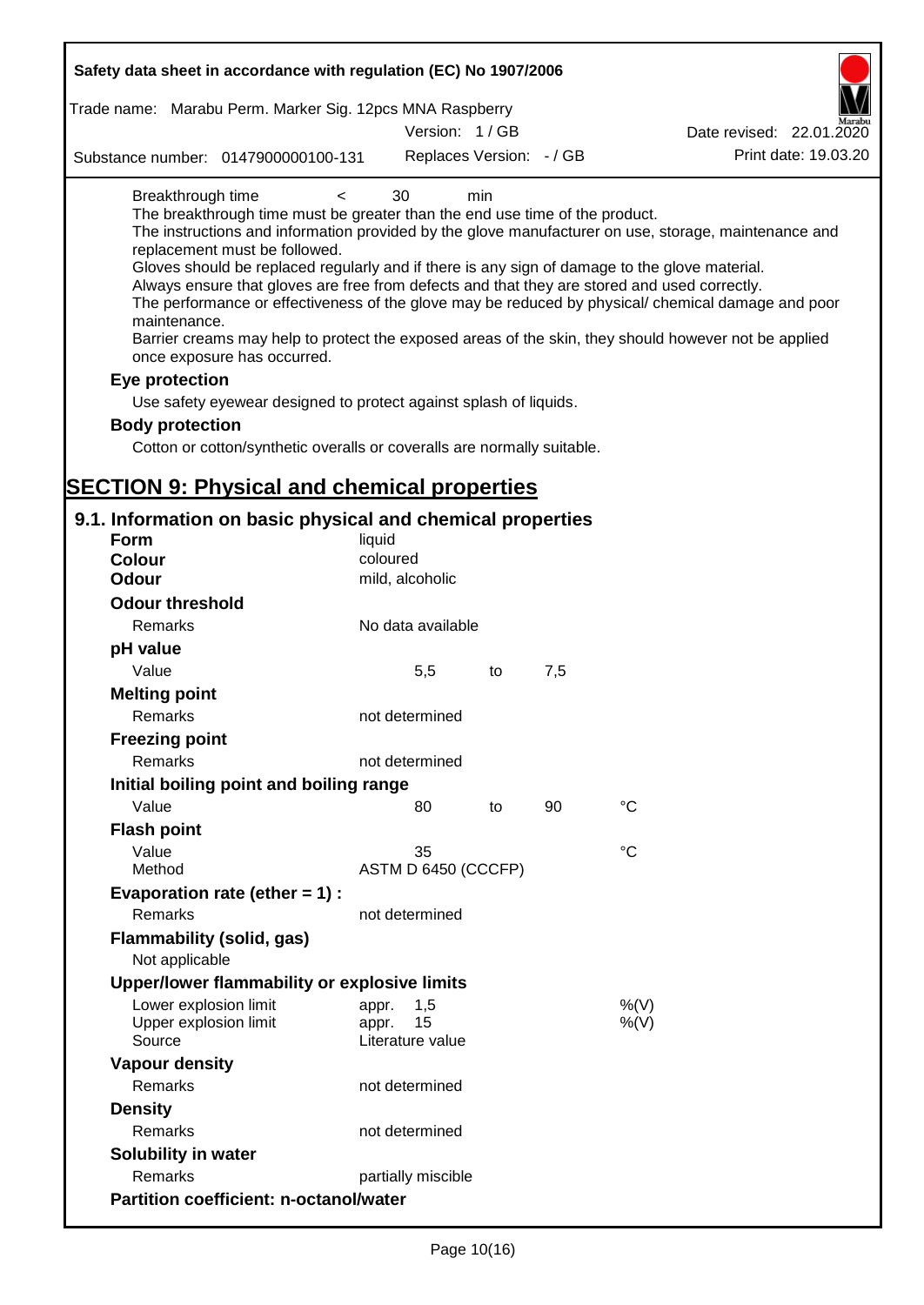Breakthrough time < 30 min

The breakthrough time must be greater than the end use time of the product.

The instructions and information provided by the glove manufacturer on use, storage, maintenance and replacement must be followed.

Gloves should be replaced regularly and if there is any sign of damage to the glove material.

Always ensure that gloves are free from defects and that they are stored and used correctly.

The performance or effectiveness of the glove may be reduced by physical/ chemical damage and poor maintenance.

Barrier creams may help to protect the exposed areas of the skin, they should however not be applied once exposure has occurred.

**Eye protection**

Use safety eyewear designed to protect against splash of liquids.

**Body protection**

Cotton or cotton/synthetic overalls or coveralls are normally suitable.

# SECTION 9: Physical and chemical properties

## 9.1. Information on basic physical and chemical properties

| | | | | |
|---|---|---|---|---|
| **Form** | liquid | | | |
| **Colour** | coloured | | | |
| **Odour** | mild, alcoholic | | | |
| **Odour threshold** | | | | |
| Remarks | No data available | | | |
| **pH value** | | | | |
| Value | 5,5 | to | 7,5 | |
| **Melting point** | | | | |
| Remarks | not determined | | | |
| **Freezing point** | | | | |
| Remarks | not determined | | | |
| **Initial boiling point and boiling range** | | | | |
| Value | 80 | to | 90 | °C |
| **Flash point** | | | | |
| Value | 35 | | | °C |
| Method | ASTM D 6450 (CCCFP) | | | |
| **Evaporation rate (ether = 1) :** | | | | |
| Remarks | not determined | | | |
| **Flammability (solid, gas)** | | | | |
| Not applicable | | | | |
| **Upper/lower flammability or explosive limits** | | | | |
| Lower explosion limit | appr. 1,5 | | | %(V) |
| Upper explosion limit | appr. 15 | | | %(V) |
| Source | Literature value | | | |
| **Vapour density** | | | | |
| Remarks | not determined | | | |
| **Density** | | | | |
| Remarks | not determined | | | |
| **Solubility in water** | | | | |
| Remarks | partially miscible | | | |
| **Partition coefficient: n-octanol/water** | | | | |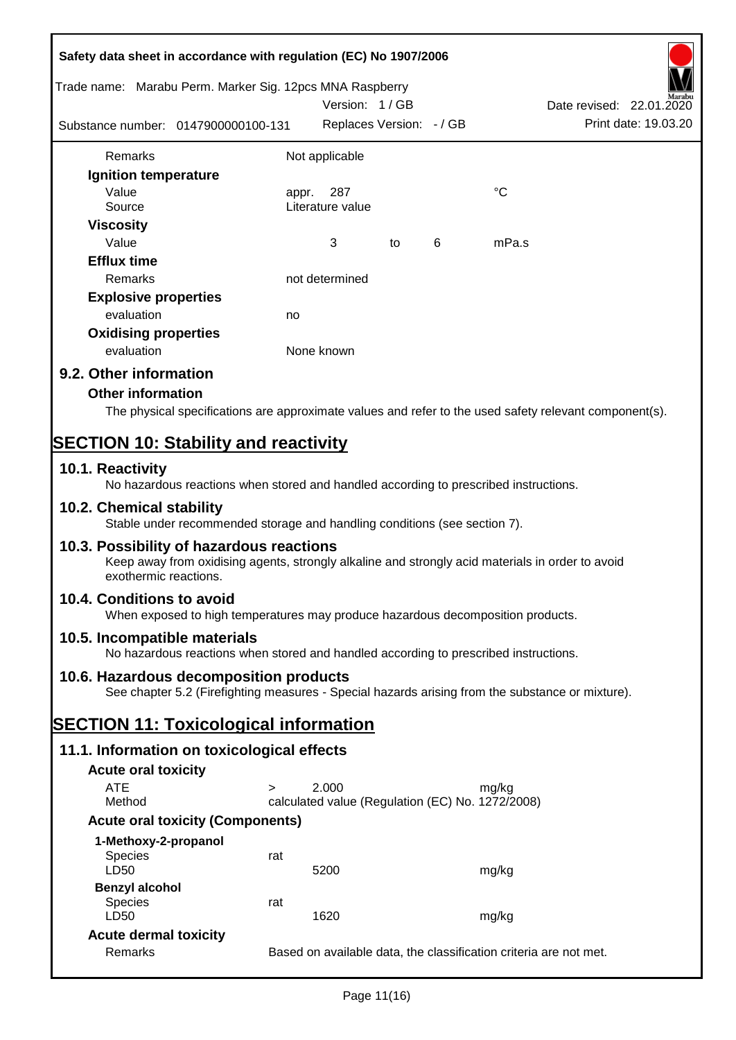| | | | | |
|---|---|---|---|---|
| Remarks | Not applicable | | | |
| **Ignition temperature** | | | | |
| Value | appr. 287 | | | °C |
| Source | Literature value | | | |
| **Viscosity** | | | | |
| Value | 3 | to | 6 | mPa.s |
| **Efflux time** | | | | |
| Remarks | not determined | | | |
| **Explosive properties** | | | | |
| evaluation | no | | | |
| **Oxidising properties** | | | | |
| evaluation | None known | | | |

## 9.2. Other information

### Other information

The physical specifications are approximate values and refer to the used safety relevant component(s).

# SECTION 10: Stability and reactivity

## 10.1. Reactivity

No hazardous reactions when stored and handled according to prescribed instructions.

## 10.2. Chemical stability

Stable under recommended storage and handling conditions (see section 7).

## 10.3. Possibility of hazardous reactions

Keep away from oxidising agents, strongly alkaline and strongly acid materials in order to avoid exothermic reactions.

## 10.4. Conditions to avoid

When exposed to high temperatures may produce hazardous decomposition products.

## 10.5. Incompatible materials

No hazardous reactions when stored and handled according to prescribed instructions.

## 10.6. Hazardous decomposition products

See chapter 5.2 (Firefighting measures - Special hazards arising from the substance or mixture).

# SECTION 11: Toxicological information

## 11.1. Information on toxicological effects

### Acute oral toxicity

| | | | |
|---|---|---|---|
| ATE | > | 2.000 | mg/kg |
| Method | calculated value (Regulation (EC) No. 1272/2008) | | |

### Acute oral toxicity (Components)

| | | | |
|---|---|---|---|
| **1-Methoxy-2-propanol** | | | |
| Species | rat | | |
| LD50 | | 5200 | mg/kg |
| **Benzyl alcohol** | | | |
| Species | rat | | |
| LD50 | | 1620 | mg/kg |

### Acute dermal toxicity

| | |
|---|---|
| Remarks | Based on available data, the classification criteria are not met. |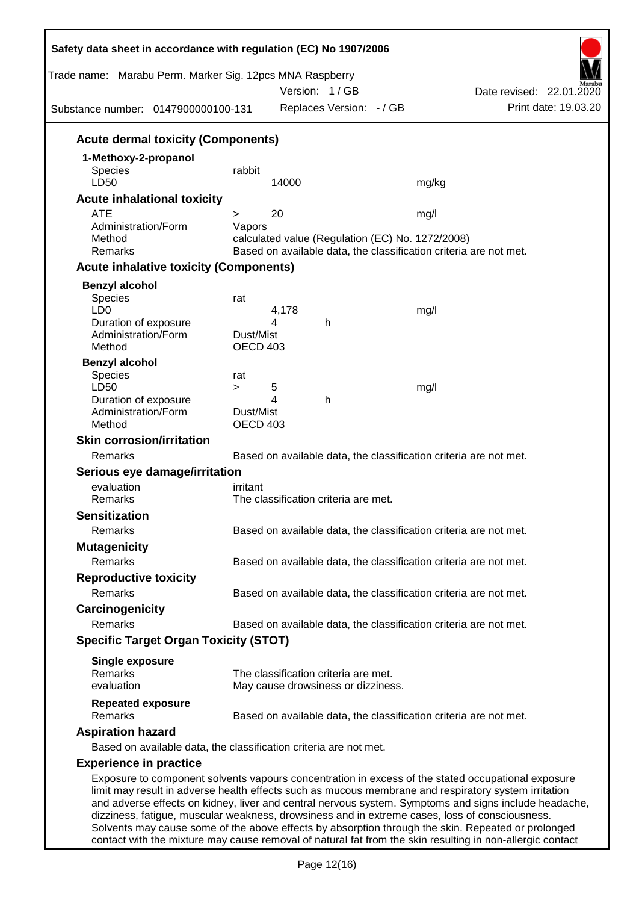### Acute dermal toxicity (Components)

**1-Methoxy-2-propanol**

| | | | |
|---|---|---|---|
| Species | rabbit | | |
| LD50 | 14000 | | mg/kg |

### Acute inhalational toxicity

| | | | |
|---|---|---|---|
| ATE | > | 20 | mg/l |
| Administration/Form | Vapors | | |
| Method | calculated value (Regulation (EC) No. 1272/2008) | | |
| Remarks | Based on available data, the classification criteria are not met. | | |

### Acute inhalative toxicity (Components)

**Benzyl alcohol**

| | | | |
|---|---|---|---|
| Species | rat | | |
| LD0 | 4,178 | | mg/l |
| Duration of exposure | 4 | h | |
| Administration/Form | Dust/Mist | | |
| Method | OECD 403 | | |

**Benzyl alcohol**

| | | | | |
|---|---|---|---|---|
| Species | rat | | | |
| LD50 | > | 5 | | mg/l |
| Duration of exposure | | 4 | h | |
| Administration/Form | Dust/Mist | | | |
| Method | OECD 403 | | | |

### Skin corrosion/irritation

Remarks: Based on available data, the classification criteria are not met.

### Serious eye damage/irritation

evaluation: irritant
Remarks: The classification criteria are met.

### Sensitization

Remarks: Based on available data, the classification criteria are not met.

### Mutagenicity

Remarks: Based on available data, the classification criteria are not met.

### Reproductive toxicity

Remarks: Based on available data, the classification criteria are not met.

### Carcinogenicity

Remarks: Based on available data, the classification criteria are not met.

### Specific Target Organ Toxicity (STOT)

**Single exposure**
Remarks: The classification criteria are met.
evaluation: May cause drowsiness or dizziness.

**Repeated exposure**
Remarks: Based on available data, the classification criteria are not met.

### Aspiration hazard

Based on available data, the classification criteria are not met.

### Experience in practice

Exposure to component solvents vapours concentration in excess of the stated occupational exposure limit may result in adverse health effects such as mucous membrane and respiratory system irritation and adverse effects on kidney, liver and central nervous system. Symptoms and signs include headache, dizziness, fatigue, muscular weakness, drowsiness and in extreme cases, loss of consciousness. Solvents may cause some of the above effects by absorption through the skin. Repeated or prolonged contact with the mixture may cause removal of natural fat from the skin resulting in non-allergic contact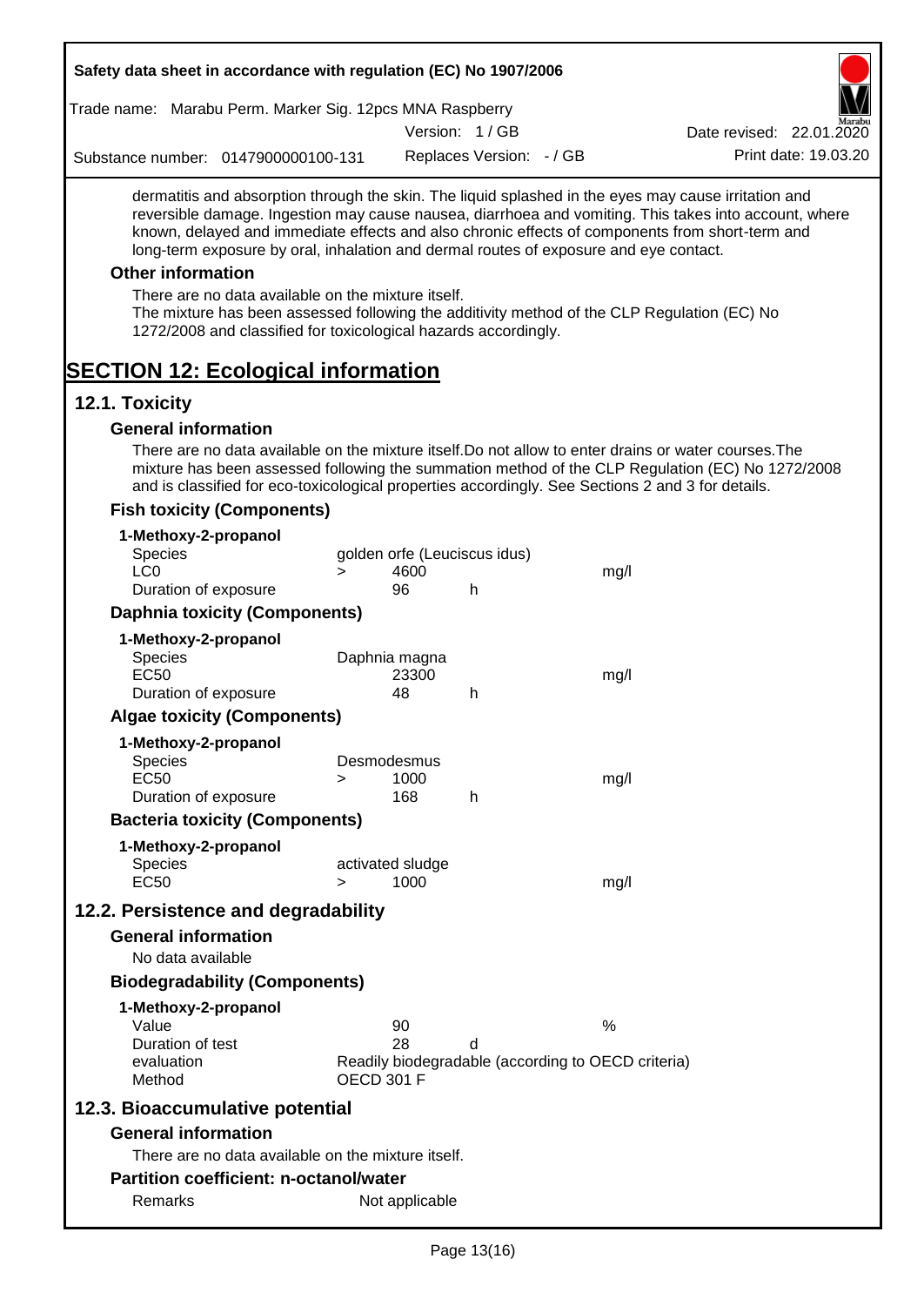dermatitis and absorption through the skin. The liquid splashed in the eyes may cause irritation and reversible damage. Ingestion may cause nausea, diarrhoea and vomiting. This takes into account, where known, delayed and immediate effects and also chronic effects of components from short-term and long-term exposure by oral, inhalation and dermal routes of exposure and eye contact.

### Other information

There are no data available on the mixture itself.
The mixture has been assessed following the additivity method of the CLP Regulation (EC) No 1272/2008 and classified for toxicological hazards accordingly.

# SECTION 12: Ecological information

## 12.1. Toxicity

### General information

There are no data available on the mixture itself.Do not allow to enter drains or water courses.The mixture has been assessed following the summation method of the CLP Regulation (EC) No 1272/2008 and is classified for eco-toxicological properties accordingly. See Sections 2 and 3 for details.

### Fish toxicity (Components)

**1-Methoxy-2-propanol**

| | | | | |
|---|---|---|---|---|
| Species | golden orfe (Leuciscus idus) | | | |
| LC0 | > | 4600 | | mg/l |
| Duration of exposure | | 96 | h | |

### Daphnia toxicity (Components)

**1-Methoxy-2-propanol**

| | | | | |
|---|---|---|---|---|
| Species | Daphnia magna | | | |
| EC50 | | 23300 | | mg/l |
| Duration of exposure | | 48 | h | |

### Algae toxicity (Components)

**1-Methoxy-2-propanol**

| | | | | |
|---|---|---|---|---|
| Species | Desmodesmus | | | |
| EC50 | > | 1000 | | mg/l |
| Duration of exposure | | 168 | h | |

### Bacteria toxicity (Components)

**1-Methoxy-2-propanol**

| | | | |
|---|---|---|---|
| Species | activated sludge | | |
| EC50 | > | 1000 | mg/l |

## 12.2. Persistence and degradability

### General information

No data available

### Biodegradability (Components)

**1-Methoxy-2-propanol**

| | | | |
|---|---|---|---|
| Value | 90 | | % |
| Duration of test | 28 | d | |
| evaluation | Readily biodegradable (according to OECD criteria) | | |
| Method | OECD 301 F | | |

## 12.3. Bioaccumulative potential

### General information

There are no data available on the mixture itself.

### Partition coefficient: n-octanol/water

| | |
|---|---|
| Remarks | Not applicable |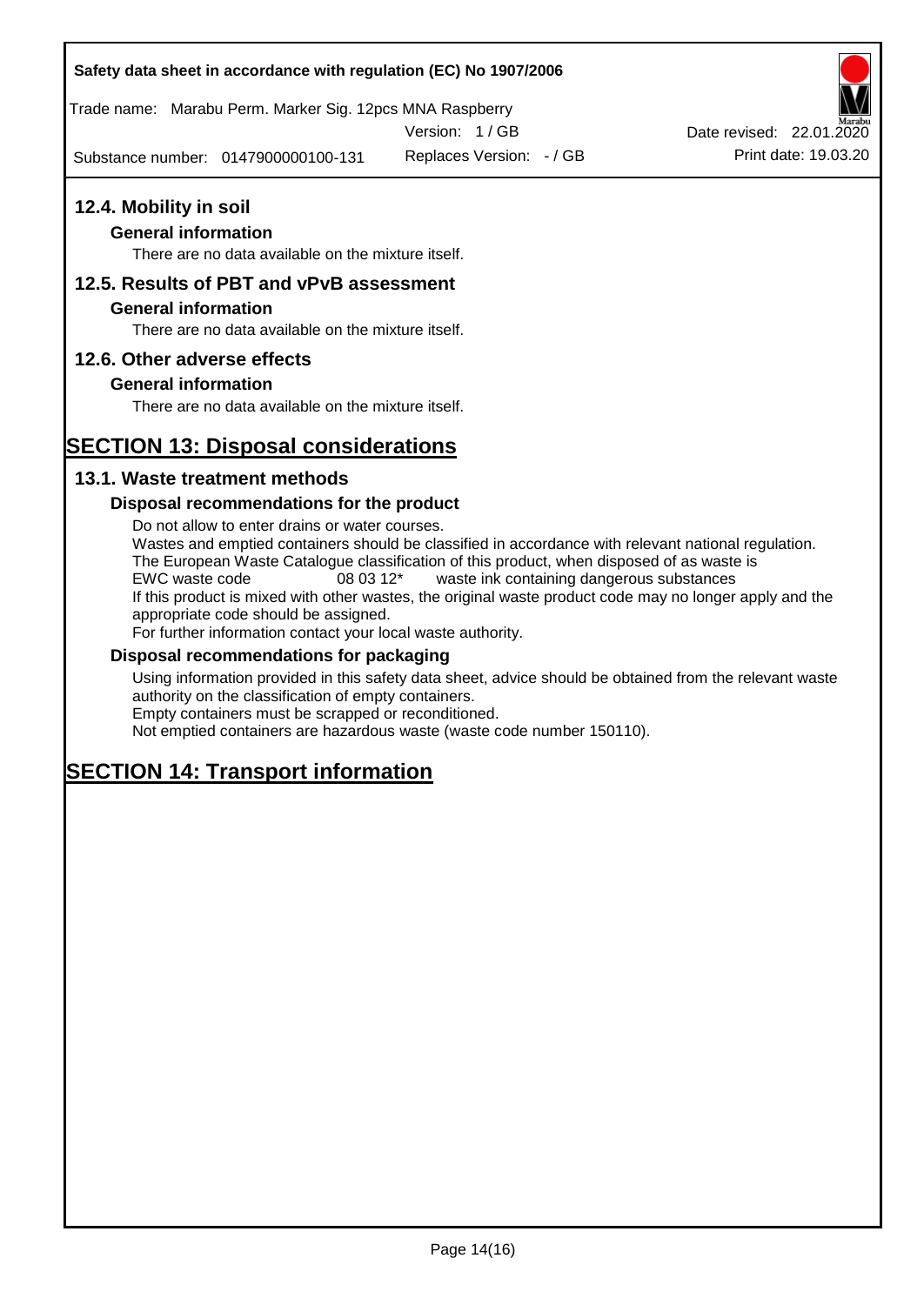## 12.4. Mobility in soil

### General information

There are no data available on the mixture itself.

## 12.5. Results of PBT and vPvB assessment

### General information

There are no data available on the mixture itself.

## 12.6. Other adverse effects

### General information

There are no data available on the mixture itself.

# SECTION 13: Disposal considerations

## 13.1. Waste treatment methods

### Disposal recommendations for the product

Do not allow to enter drains or water courses.
Wastes and emptied containers should be classified in accordance with relevant national regulation.
The European Waste Catalogue classification of this product, when disposed of as waste is
EWC waste code 08 03 12* waste ink containing dangerous substances
If this product is mixed with other wastes, the original waste product code may no longer apply and the appropriate code should be assigned.
For further information contact your local waste authority.

### Disposal recommendations for packaging

Using information provided in this safety data sheet, advice should be obtained from the relevant waste authority on the classification of empty containers.
Empty containers must be scrapped or reconditioned.
Not emptied containers are hazardous waste (waste code number 150110).

# SECTION 14: Transport information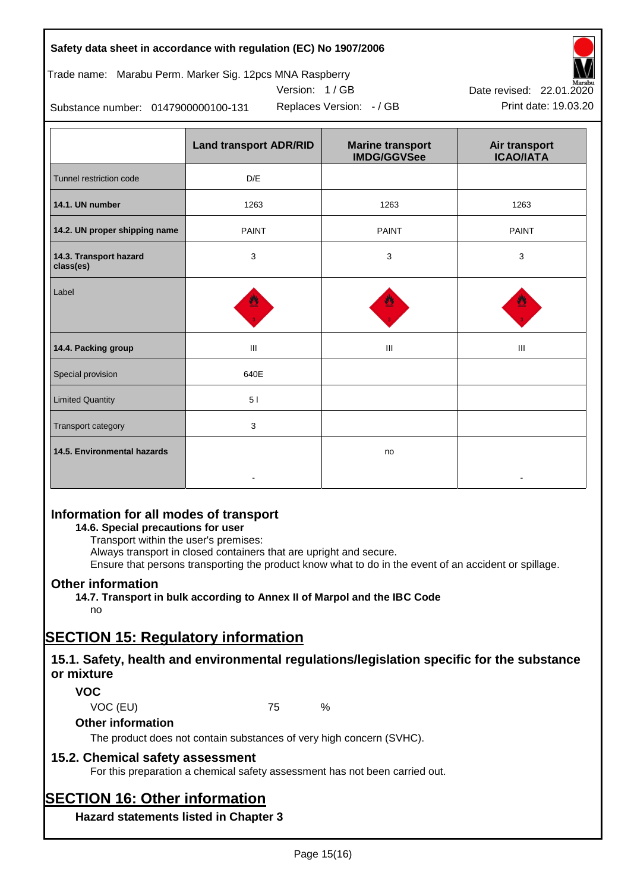**Safety data sheet in accordance with regulation (EC) No 1907/2006**

Trade name: Marabu Perm. Marker Sig. 12pcs MNA Raspberry

Version: 1 / GB

Date revised: 22.01.2020

Substance number: 0147900000100-131

Replaces Version: - / GB

Print date: 19.03.20

| | Land transport ADR/RID | Marine transport IMDG/GGVSee | Air transport ICAO/IATA |
|---|---|---|---|
| Tunnel restriction code | D/E | | |
| **14.1. UN number** | 1263 | 1263 | 1263 |
| **14.2. UN proper shipping name** | PAINT | PAINT | PAINT |
| **14.3. Transport hazard class(es)** | 3 | 3 | 3 |
| Label | | | |
| **14.4. Packing group** | III | III | III |
| Special provision | 640E | | |
| Limited Quantity | 5 l | | |
| Transport category | 3 | | |
| **14.5. Environmental hazards** | - | no | - |

## Information for all modes of transport

**14.6. Special precautions for user**

Transport within the user's premises:
Always transport in closed containers that are upright and secure.
Ensure that persons transporting the product know what to do in the event of an accident or spillage.

## Other information

**14.7. Transport in bulk according to Annex II of Marpol and the IBC Code**

no

# SECTION 15: Regulatory information

## 15.1. Safety, health and environmental regulations/legislation specific for the substance or mixture

### VOC

VOC (EU) 75 %

### Other information

The product does not contain substances of very high concern (SVHC).

## 15.2. Chemical safety assessment

For this preparation a chemical safety assessment has not been carried out.

# SECTION 16: Other information

### Hazard statements listed in Chapter 3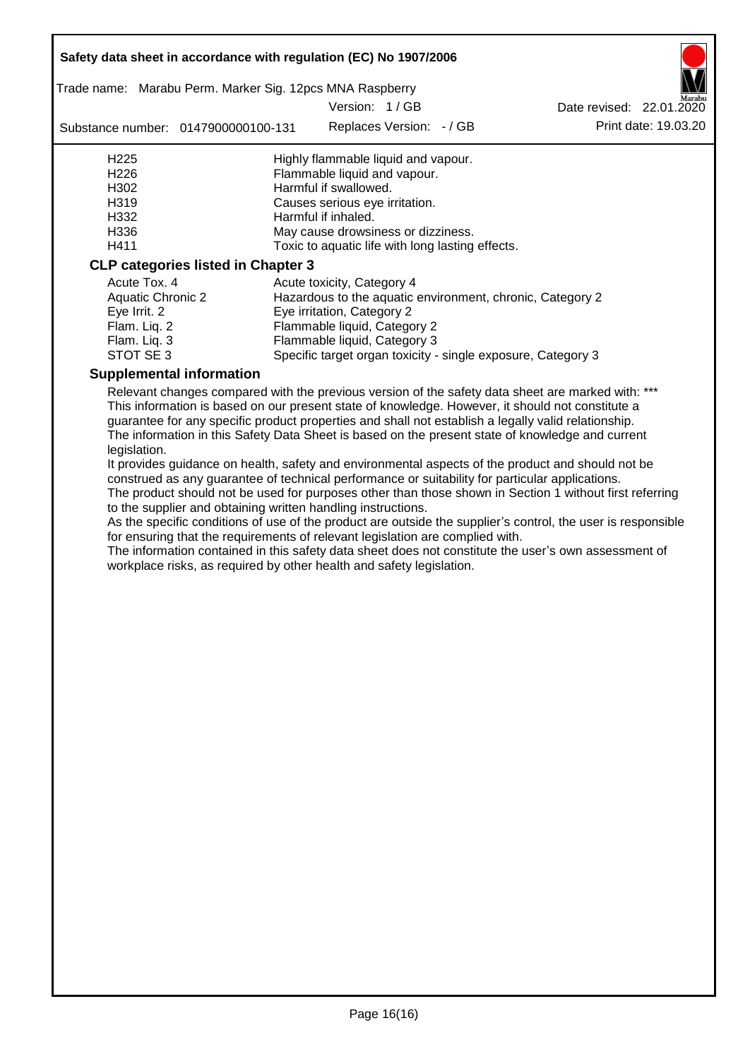| | |
|---|---|
| H225 | Highly flammable liquid and vapour. |
| H226 | Flammable liquid and vapour. |
| H302 | Harmful if swallowed. |
| H319 | Causes serious eye irritation. |
| H332 | Harmful if inhaled. |
| H336 | May cause drowsiness or dizziness. |
| H411 | Toxic to aquatic life with long lasting effects. |

### CLP categories listed in Chapter 3

| | |
|---|---|
| Acute Tox. 4 | Acute toxicity, Category 4 |
| Aquatic Chronic 2 | Hazardous to the aquatic environment, chronic, Category 2 |
| Eye Irrit. 2 | Eye irritation, Category 2 |
| Flam. Liq. 2 | Flammable liquid, Category 2 |
| Flam. Liq. 3 | Flammable liquid, Category 3 |
| STOT SE 3 | Specific target organ toxicity - single exposure, Category 3 |

### Supplemental information

Relevant changes compared with the previous version of the safety data sheet are marked with: ***
This information is based on our present state of knowledge. However, it should not constitute a guarantee for any specific product properties and shall not establish a legally valid relationship.
The information in this Safety Data Sheet is based on the present state of knowledge and current legislation.
It provides guidance on health, safety and environmental aspects of the product and should not be construed as any guarantee of technical performance or suitability for particular applications.
The product should not be used for purposes other than those shown in Section 1 without first referring to the supplier and obtaining written handling instructions.
As the specific conditions of use of the product are outside the supplier's control, the user is responsible for ensuring that the requirements of relevant legislation are complied with.
The information contained in this safety data sheet does not constitute the user's own assessment of workplace risks, as required by other health and safety legislation.